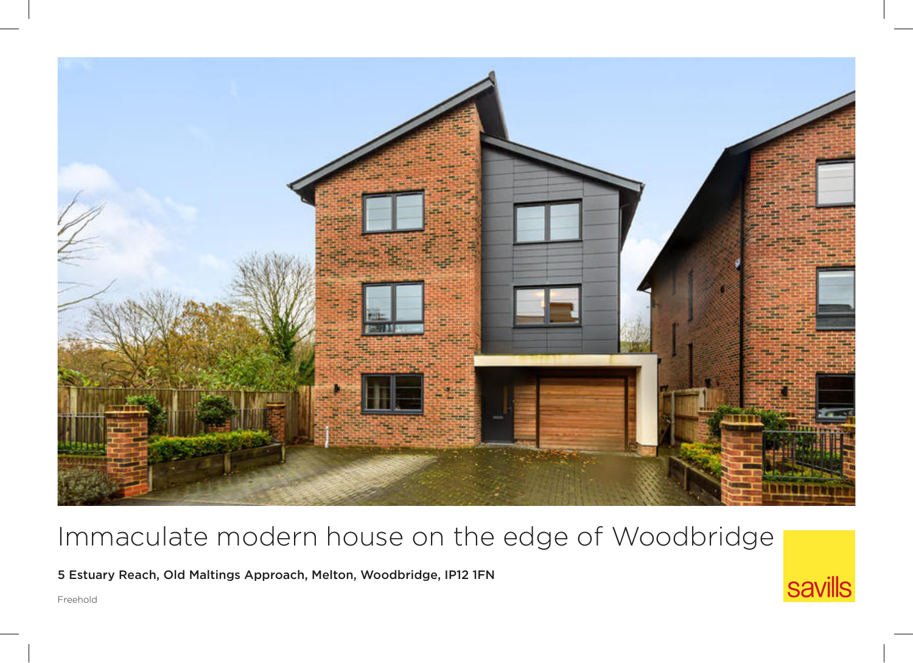# Immaculate modern house on the edge of Woodbridge

**5 Estuary Reach, Old Maltings Approach, Melton, Woodbridge, IP12 1FN**

Freehold

savills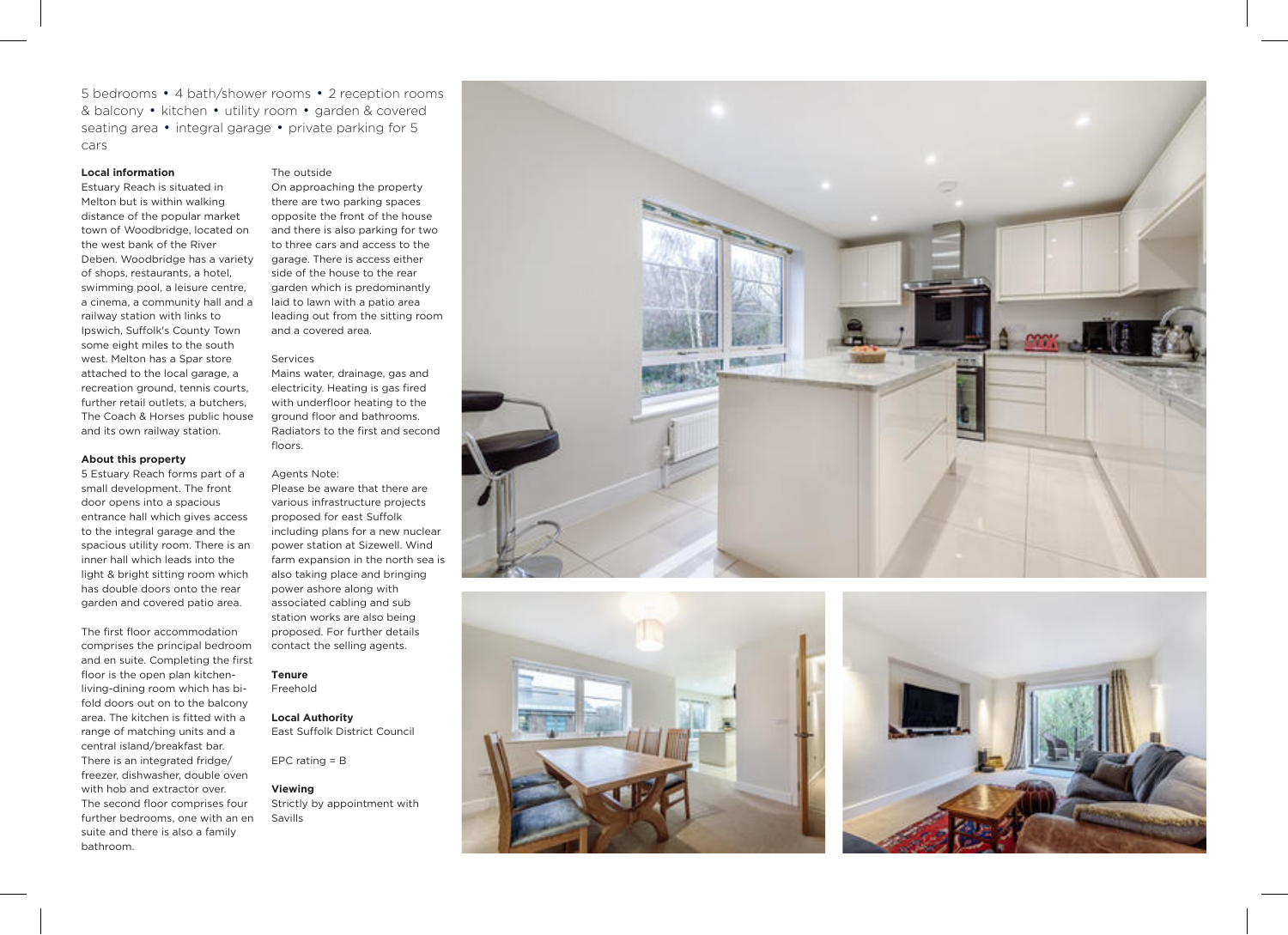5 bedrooms • 4 bath/shower rooms • 2 reception rooms & balcony • kitchen • utility room • garden & covered seating area • integral garage • private parking for 5 cars

**Local information**

Estuary Reach is situated in Melton but is within walking distance of the popular market town of Woodbridge, located on the west bank of the River Deben. Woodbridge has a variety of shops, restaurants, a hotel, swimming pool, a leisure centre, a cinema, a community hall and a railway station with links to Ipswich, Suffolk's County Town some eight miles to the south west. Melton has a Spar store attached to the local garage, a recreation ground, tennis courts, further retail outlets, a butchers, The Coach & Horses public house and its own railway station.

**About this property**

5 Estuary Reach forms part of a small development. The front door opens into a spacious entrance hall which gives access to the integral garage and the spacious utility room. There is an inner hall which leads into the light & bright sitting room which has double doors onto the rear garden and covered patio area.

The first floor accommodation comprises the principal bedroom and en suite. Completing the first floor is the open plan kitchen-living-dining room which has bi-fold doors out on to the balcony area. The kitchen is fitted with a range of matching units and a central island/breakfast bar. There is an integrated fridge/freezer, dishwasher, double oven with hob and extractor over. The second floor comprises four further bedrooms, one with an en suite and there is also a family bathroom.

The outside

On approaching the property there are two parking spaces opposite the front of the house and there is also parking for two to three cars and access to the garage. There is access either side of the house to the rear garden which is predominantly laid to lawn with a patio area leading out from the sitting room and a covered area.

Services

Mains water, drainage, gas and electricity. Heating is gas fired with underfloor heating to the ground floor and bathrooms. Radiators to the first and second floors.

Agents Note:

Please be aware that there are various infrastructure projects proposed for east Suffolk including plans for a new nuclear power station at Sizewell. Wind farm expansion in the north sea is also taking place and bringing power ashore along with associated cabling and sub station works are also being proposed. For further details contact the selling agents.

**Tenure**

Freehold

**Local Authority**

East Suffolk District Council

EPC rating = B

**Viewing**

Strictly by appointment with Savills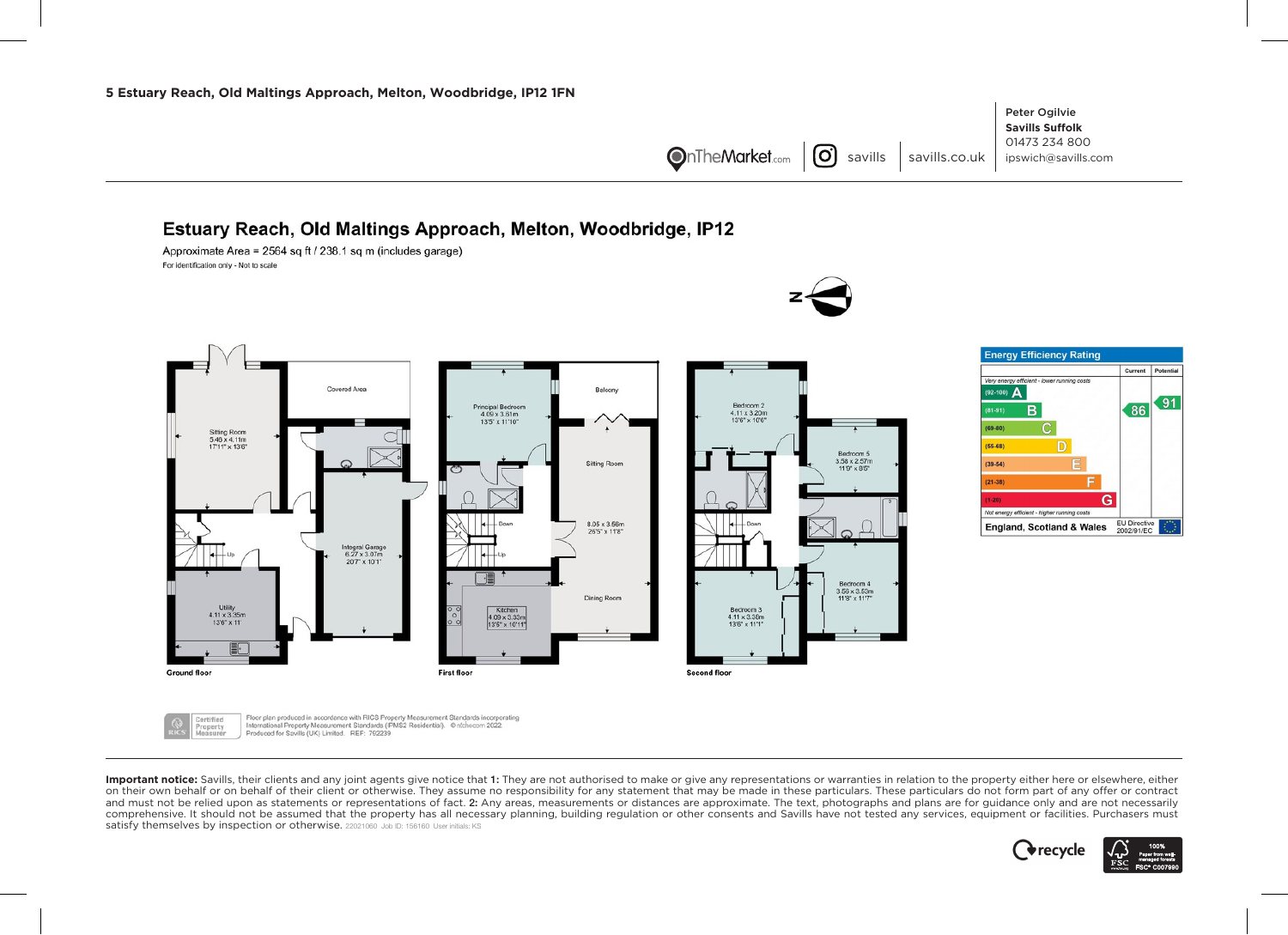**5 Estuary Reach, Old Maltings Approach, Melton, Woodbridge, IP12 1FN**

OnTheMarket.com | savills | savills.co.uk

Peter Ogilvie
**Savills Suffolk**
01473 234 800
ipswich@savills.com

## Estuary Reach, Old Maltings Approach, Melton, Woodbridge, IP12

Approximate Area = 2564 sq ft / 238.1 sq m (includes garage)

For identification only - Not to scale

N

**Ground floor**

Sitting Room
5.46 x 4.11m
17'11" x 13'6"

Covered Area

Integral Garage
6.27 x 3.07m
20'7" x 10'1"

Up

Utility
4.11 x 3.35m
13'6" x 11'

**First floor**

Principal Bedroom
4.09 x 3.61m
13'5" x 11'10"

Balcony

Sitting Room

8.05 x 3.56m
26'5" x 11'8"

Dining Room

Down

Up

Kitchen
4.09 x 3.33m
13'5" x 10'11"

**Second floor**

Bedroom 2
4.11 x 3.20m
13'6" x 10'6"

Bedroom 5
3.58 x 2.57m
11'9" x 8'5"

Down

Bedroom 3
4.11 x 3.38m
13'6" x 11'1"

Bedroom 4
3.56 x 3.53m
11'8" x 11'7"

Certified Property Measurer RICS

Floor plan produced in accordance with RICS Property Measurement Standards incorporating International Property Measurement Standards (IPMS2 Residential). © nichecom 2022. Produced for Savills (UK) Limited. REF: 762239

**Energy Efficiency Rating**

Current
Potential

Very energy efficient - lower running costs

(92-100) A

(81-91) B

(69-80) C

(55-68) D

(39-54) E

(21-38) F

(1-20) G

Not energy efficient - higher running costs

86

91

England, Scotland & Wales

EU Directive 2002/91/EC

**Important notice:** Savills, their clients and any joint agents give notice that **1:** They are not authorised to make or give any representations or warranties in relation to the property either here or elsewhere, either on their own behalf or on behalf of their client or otherwise. They assume no responsibility for any statement that may be made in these particulars. These particulars do not form part of any offer or contract and must not be relied upon as statements or representations of fact. **2:** Any areas, measurements or distances are approximate. The text, photographs and plans are for guidance only and are not necessarily comprehensive. It should not be assumed that the property has all necessary planning, building regulation or other consents and Savills have not tested any services, equipment or facilities. Purchasers must satisfy themselves by inspection or otherwise. 22021060 Job ID: 156160 User initials: KS

recycle

FSC 100% Paper from well-managed forests FSC® C007990